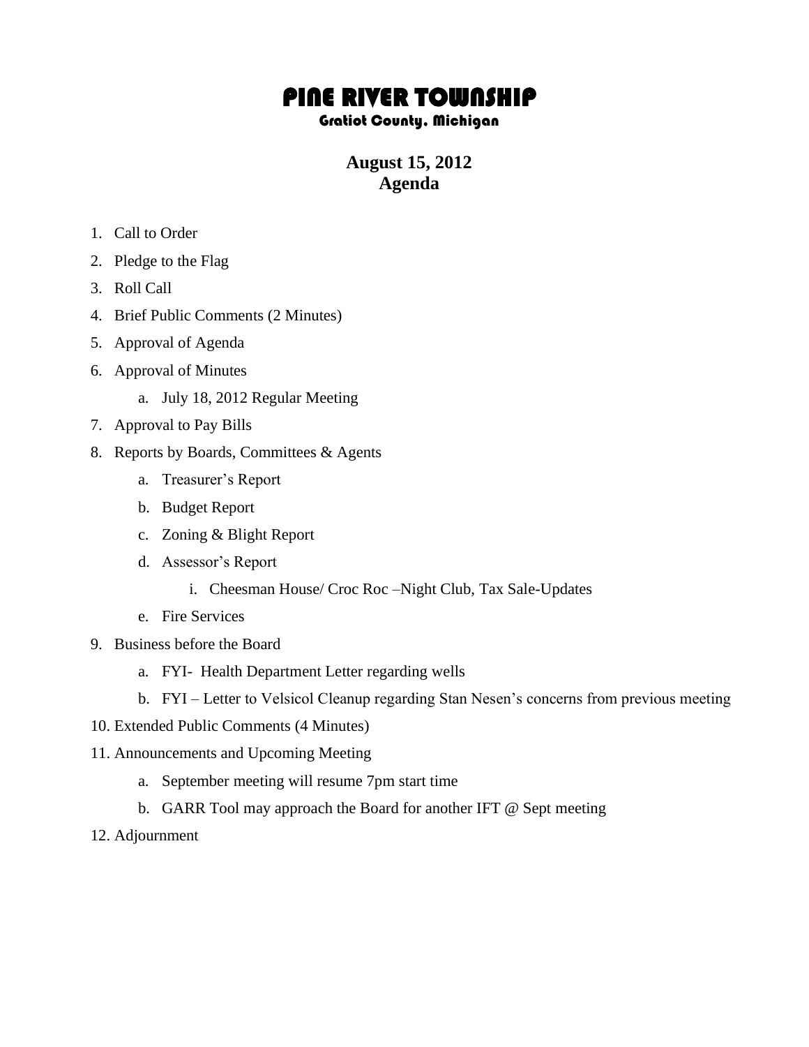# PINE RIVER TOWNSHIP

### Gratiot County, Michigan

## August 15, 2012
## Agenda

1. Call to Order
2. Pledge to the Flag
3. Roll Call
4. Brief Public Comments (2 Minutes)
5. Approval of Agenda
6. Approval of Minutes
    a. July 18, 2012 Regular Meeting
7. Approval to Pay Bills
8. Reports by Boards, Committees & Agents
    a. Treasurer's Report
    b. Budget Report
    c. Zoning & Blight Report
    d. Assessor's Report
        i. Cheesman House/ Croc Roc –Night Club, Tax Sale-Updates
    e. Fire Services
9. Business before the Board
    a. FYI- Health Department Letter regarding wells
    b. FYI – Letter to Velsicol Cleanup regarding Stan Nesen's concerns from previous meeting
10. Extended Public Comments (4 Minutes)
11. Announcements and Upcoming Meeting
    a. September meeting will resume 7pm start time
    b. GARR Tool may approach the Board for another IFT @ Sept meeting
12. Adjournment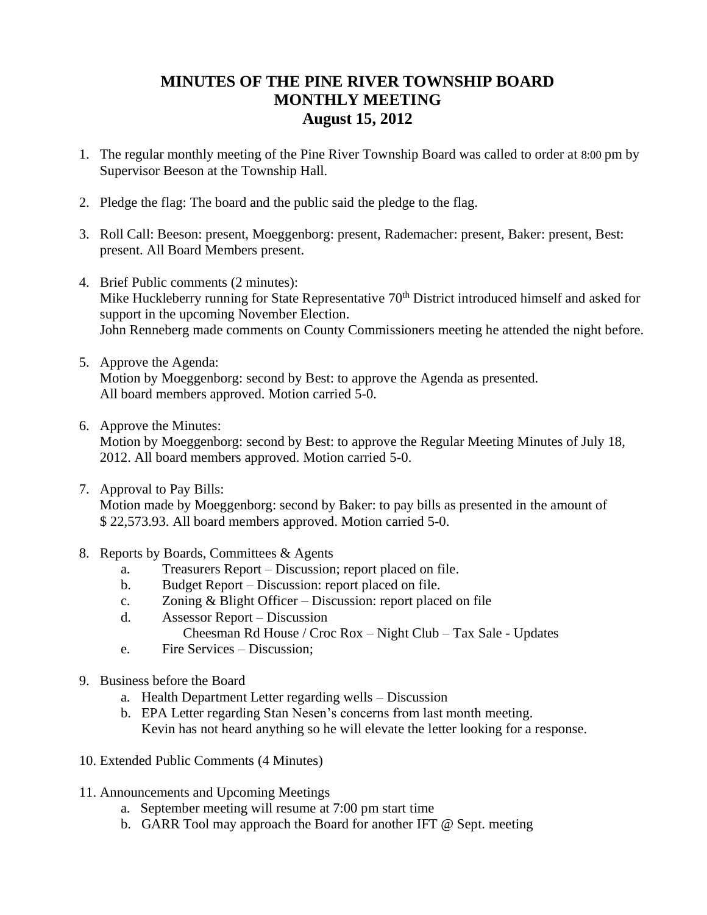# MINUTES OF THE PINE RIVER TOWNSHIP BOARD MONTHLY MEETING August 15, 2012

1. The regular monthly meeting of the Pine River Township Board was called to order at 8:00 pm by Supervisor Beeson at the Township Hall.

2. Pledge the flag: The board and the public said the pledge to the flag.

3. Roll Call: Beeson: present, Moeggenborg: present, Rademacher: present, Baker: present, Best: present. All Board Members present.

4. Brief Public comments (2 minutes):
   Mike Huckleberry running for State Representative 70th District introduced himself and asked for support in the upcoming November Election.
   John Renneberg made comments on County Commissioners meeting he attended the night before.

5. Approve the Agenda:
   Motion by Moeggenborg: second by Best: to approve the Agenda as presented.
   All board members approved. Motion carried 5-0.

6. Approve the Minutes:
   Motion by Moeggenborg: second by Best: to approve the Regular Meeting Minutes of July 18, 2012. All board members approved. Motion carried 5-0.

7. Approval to Pay Bills:
   Motion made by Moeggenborg: second by Baker: to pay bills as presented in the amount of $ 22,573.93. All board members approved. Motion carried 5-0.

8. Reports by Boards, Committees & Agents
   a. Treasurers Report – Discussion; report placed on file.
   b. Budget Report – Discussion: report placed on file.
   c. Zoning & Blight Officer – Discussion: report placed on file
   d. Assessor Report – Discussion
      Cheesman Rd House / Croc Rox – Night Club – Tax Sale - Updates
   e. Fire Services – Discussion;

9. Business before the Board
   a. Health Department Letter regarding wells – Discussion
   b. EPA Letter regarding Stan Nesen's concerns from last month meeting.
      Kevin has not heard anything so he will elevate the letter looking for a response.

10. Extended Public Comments (4 Minutes)

11. Announcements and Upcoming Meetings
    a. September meeting will resume at 7:00 pm start time
    b. GARR Tool may approach the Board for another IFT @ Sept. meeting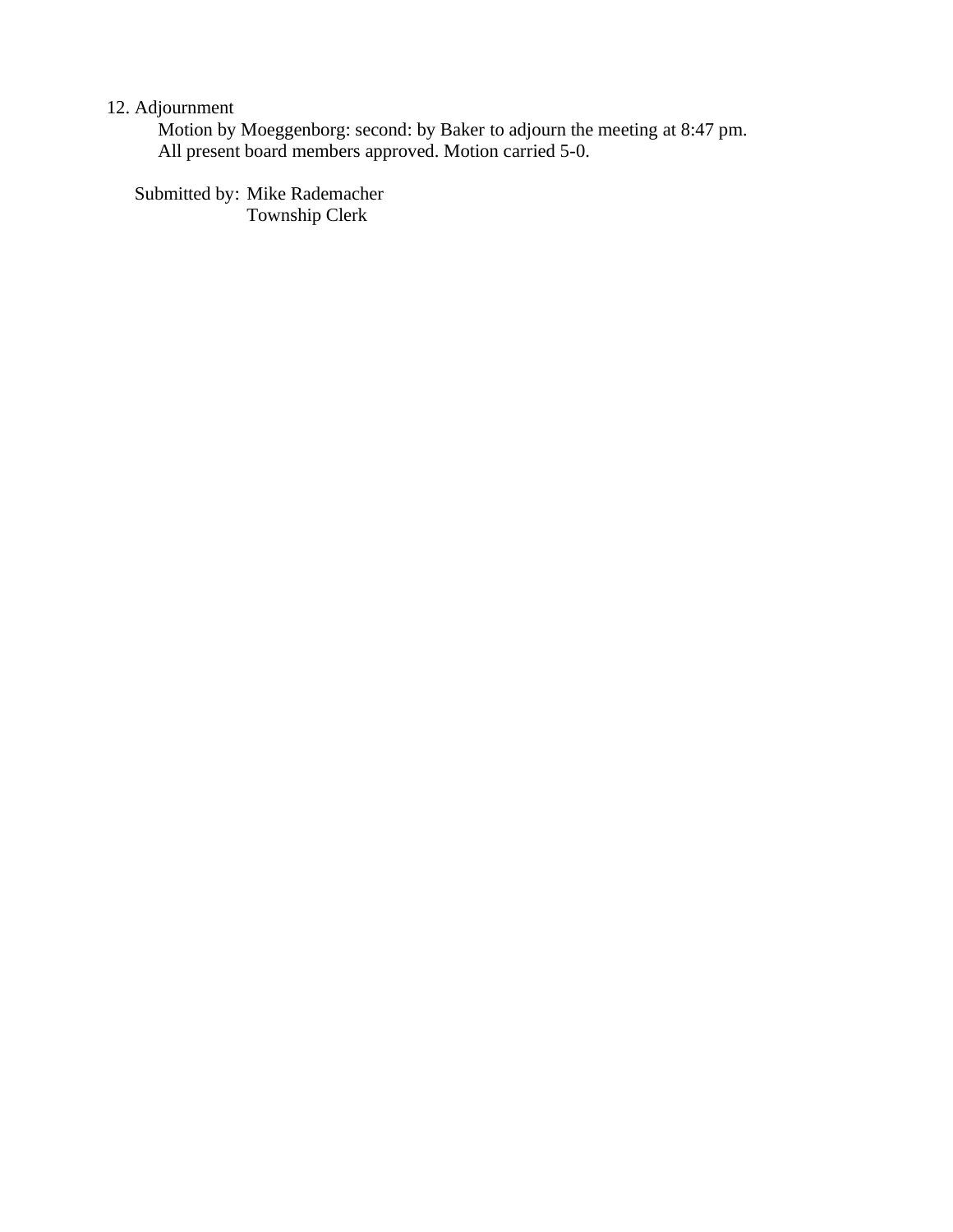12. Adjournment

    Motion by Moeggenborg: second: by Baker to adjourn the meeting at 8:47 pm.
    All present board members approved. Motion carried 5-0.

Submitted by: Mike Rademacher
Township Clerk